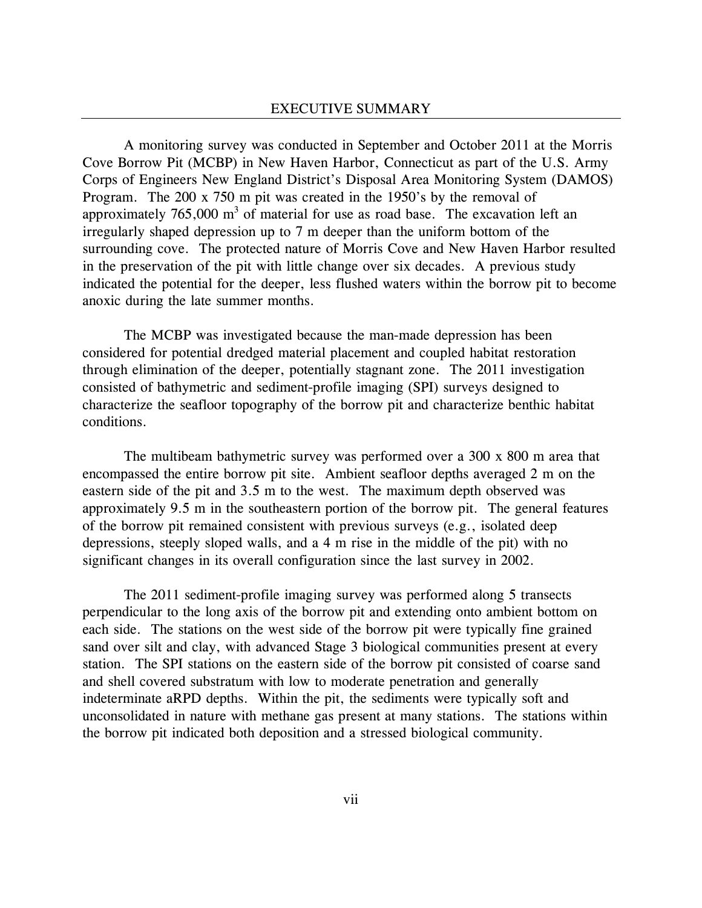# EXECUTIVE SUMMARY

A monitoring survey was conducted in September and October 2011 at the Morris Cove Borrow Pit (MCBP) in New Haven Harbor, Connecticut as part of the U.S. Army Corps of Engineers New England District's Disposal Area Monitoring System (DAMOS) Program. The 200 x 750 m pit was created in the 1950's by the removal of approximately 765,000 $m^3$ of material for use as road base. The excavation left an irregularly shaped depression up to 7 m deeper than the uniform bottom of the surrounding cove. The protected nature of Morris Cove and New Haven Harbor resulted in the preservation of the pit with little change over six decades. A previous study indicated the potential for the deeper, less flushed waters within the borrow pit to become anoxic during the late summer months.

The MCBP was investigated because the man-made depression has been considered for potential dredged material placement and coupled habitat restoration through elimination of the deeper, potentially stagnant zone. The 2011 investigation consisted of bathymetric and sediment-profile imaging (SPI) surveys designed to characterize the seafloor topography of the borrow pit and characterize benthic habitat conditions.

The multibeam bathymetric survey was performed over a 300 x 800 m area that encompassed the entire borrow pit site. Ambient seafloor depths averaged 2 m on the eastern side of the pit and 3.5 m to the west. The maximum depth observed was approximately 9.5 m in the southeastern portion of the borrow pit. The general features of the borrow pit remained consistent with previous surveys (e.g., isolated deep depressions, steeply sloped walls, and a 4 m rise in the middle of the pit) with no significant changes in its overall configuration since the last survey in 2002.

The 2011 sediment-profile imaging survey was performed along 5 transects perpendicular to the long axis of the borrow pit and extending onto ambient bottom on each side. The stations on the west side of the borrow pit were typically fine grained sand over silt and clay, with advanced Stage 3 biological communities present at every station. The SPI stations on the eastern side of the borrow pit consisted of coarse sand and shell covered substratum with low to moderate penetration and generally indeterminate aRPD depths. Within the pit, the sediments were typically soft and unconsolidated in nature with methane gas present at many stations. The stations within the borrow pit indicated both deposition and a stressed biological community.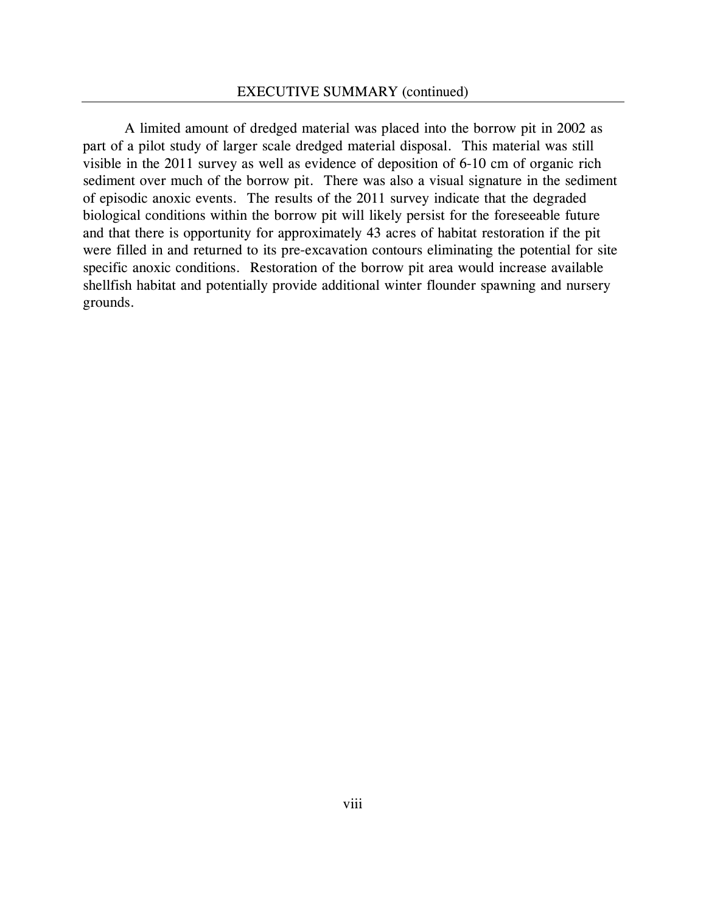A limited amount of dredged material was placed into the borrow pit in 2002 as part of a pilot study of larger scale dredged material disposal. This material was still visible in the 2011 survey as well as evidence of deposition of 6-10 cm of organic rich sediment over much of the borrow pit. There was also a visual signature in the sediment of episodic anoxic events. The results of the 2011 survey indicate that the degraded biological conditions within the borrow pit will likely persist for the foreseeable future and that there is opportunity for approximately 43 acres of habitat restoration if the pit were filled in and returned to its pre-excavation contours eliminating the potential for site specific anoxic conditions. Restoration of the borrow pit area would increase available shellfish habitat and potentially provide additional winter flounder spawning and nursery grounds.